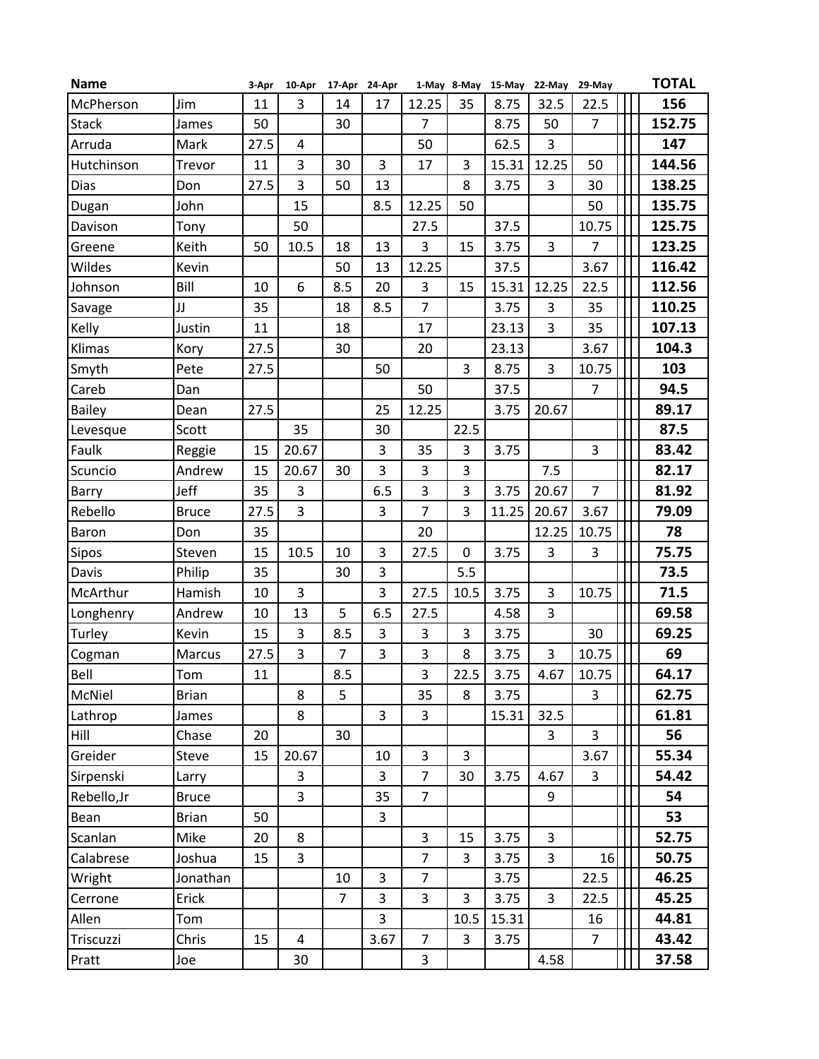| Name | | 3-Apr | 10-Apr | 17-Apr | 24-Apr | 1-May | 8-May | 15-May | 22-May | 29-May | TOTAL |
|---|---|---|---|---|---|---|---|---|---|---|---|
| McPherson | Jim | 11 | 3 | 14 | 17 | 12.25 | 35 | 8.75 | 32.5 | 22.5 | **156** |
| Stack | James | 50 | | 30 | | 7 | | 8.75 | 50 | 7 | **152.75** |
| Arruda | Mark | 27.5 | 4 | | | 50 | | 62.5 | 3 | | **147** |
| Hutchinson | Trevor | 11 | 3 | 30 | 3 | 17 | 3 | 15.31 | 12.25 | 50 | **144.56** |
| Dias | Don | 27.5 | 3 | 50 | 13 | | 8 | 3.75 | 3 | 30 | **138.25** |
| Dugan | John | | 15 | | 8.5 | 12.25 | 50 | | | 50 | **135.75** |
| Davison | Tony | | 50 | | | 27.5 | | 37.5 | | 10.75 | **125.75** |
| Greene | Keith | 50 | 10.5 | 18 | 13 | 3 | 15 | 3.75 | 3 | 7 | **123.25** |
| Wildes | Kevin | | | 50 | 13 | 12.25 | | 37.5 | | 3.67 | **116.42** |
| Johnson | Bill | 10 | 6 | 8.5 | 20 | 3 | 15 | 15.31 | 12.25 | 22.5 | **112.56** |
| Savage | JJ | 35 | | 18 | 8.5 | 7 | | 3.75 | 3 | 35 | **110.25** |
| Kelly | Justin | 11 | | 18 | | 17 | | 23.13 | 3 | 35 | **107.13** |
| Klimas | Kory | 27.5 | | 30 | | 20 | | 23.13 | | 3.67 | **104.3** |
| Smyth | Pete | 27.5 | | | 50 | | 3 | 8.75 | 3 | 10.75 | **103** |
| Careb | Dan | | | | | 50 | | 37.5 | | 7 | **94.5** |
| Bailey | Dean | 27.5 | | | 25 | 12.25 | | 3.75 | 20.67 | | **89.17** |
| Levesque | Scott | | 35 | | 30 | | 22.5 | | | | **87.5** |
| Faulk | Reggie | 15 | 20.67 | | 3 | 35 | 3 | 3.75 | | 3 | **83.42** |
| Scuncio | Andrew | 15 | 20.67 | 30 | 3 | 3 | 3 | | 7.5 | | **82.17** |
| Barry | Jeff | 35 | 3 | | 6.5 | 3 | 3 | 3.75 | 20.67 | 7 | **81.92** |
| Rebello | Bruce | 27.5 | 3 | | 3 | 7 | 3 | 11.25 | 20.67 | 3.67 | **79.09** |
| Baron | Don | 35 | | | | 20 | | | 12.25 | 10.75 | **78** |
| Sipos | Steven | 15 | 10.5 | 10 | 3 | 27.5 | 0 | 3.75 | 3 | 3 | **75.75** |
| Davis | Philip | 35 | | 30 | 3 | | 5.5 | | | | **73.5** |
| McArthur | Hamish | 10 | 3 | | 3 | 27.5 | 10.5 | 3.75 | 3 | 10.75 | **71.5** |
| Longhenry | Andrew | 10 | 13 | 5 | 6.5 | 27.5 | | 4.58 | 3 | | **69.58** |
| Turley | Kevin | 15 | 3 | 8.5 | 3 | 3 | 3 | 3.75 | | 30 | **69.25** |
| Cogman | Marcus | 27.5 | 3 | 7 | 3 | 3 | 8 | 3.75 | 3 | 10.75 | **69** |
| Bell | Tom | 11 | | 8.5 | | 3 | 22.5 | 3.75 | 4.67 | 10.75 | **64.17** |
| McNiel | Brian | | 8 | 5 | | 35 | 8 | 3.75 | | 3 | **62.75** |
| Lathrop | James | | 8 | | 3 | 3 | | 15.31 | 32.5 | | **61.81** |
| Hill | Chase | 20 | | 30 | | | | | 3 | 3 | **56** |
| Greider | Steve | 15 | 20.67 | | 10 | 3 | 3 | | | 3.67 | **55.34** |
| Sirpenski | Larry | | 3 | | 3 | 7 | 30 | 3.75 | 4.67 | 3 | **54.42** |
| Rebello,Jr | Bruce | | 3 | | 35 | 7 | | | 9 | | **54** |
| Bean | Brian | 50 | | | 3 | | | | | | **53** |
| Scanlan | Mike | 20 | 8 | | | 3 | 15 | 3.75 | 3 | | **52.75** |
| Calabrese | Joshua | 15 | 3 | | | 7 | 3 | 3.75 | 3 | 16 | **50.75** |
| Wright | Jonathan | | | 10 | 3 | 7 | | 3.75 | | 22.5 | **46.25** |
| Cerrone | Erick | | | 7 | 3 | 3 | 3 | 3.75 | 3 | 22.5 | **45.25** |
| Allen | Tom | | | | 3 | | 10.5 | 15.31 | | 16 | **44.81** |
| Triscuzzi | Chris | 15 | 4 | | 3.67 | 7 | 3 | 3.75 | | 7 | **43.42** |
| Pratt | Joe | | 30 | | | 3 | | | 4.58 | | **37.58** |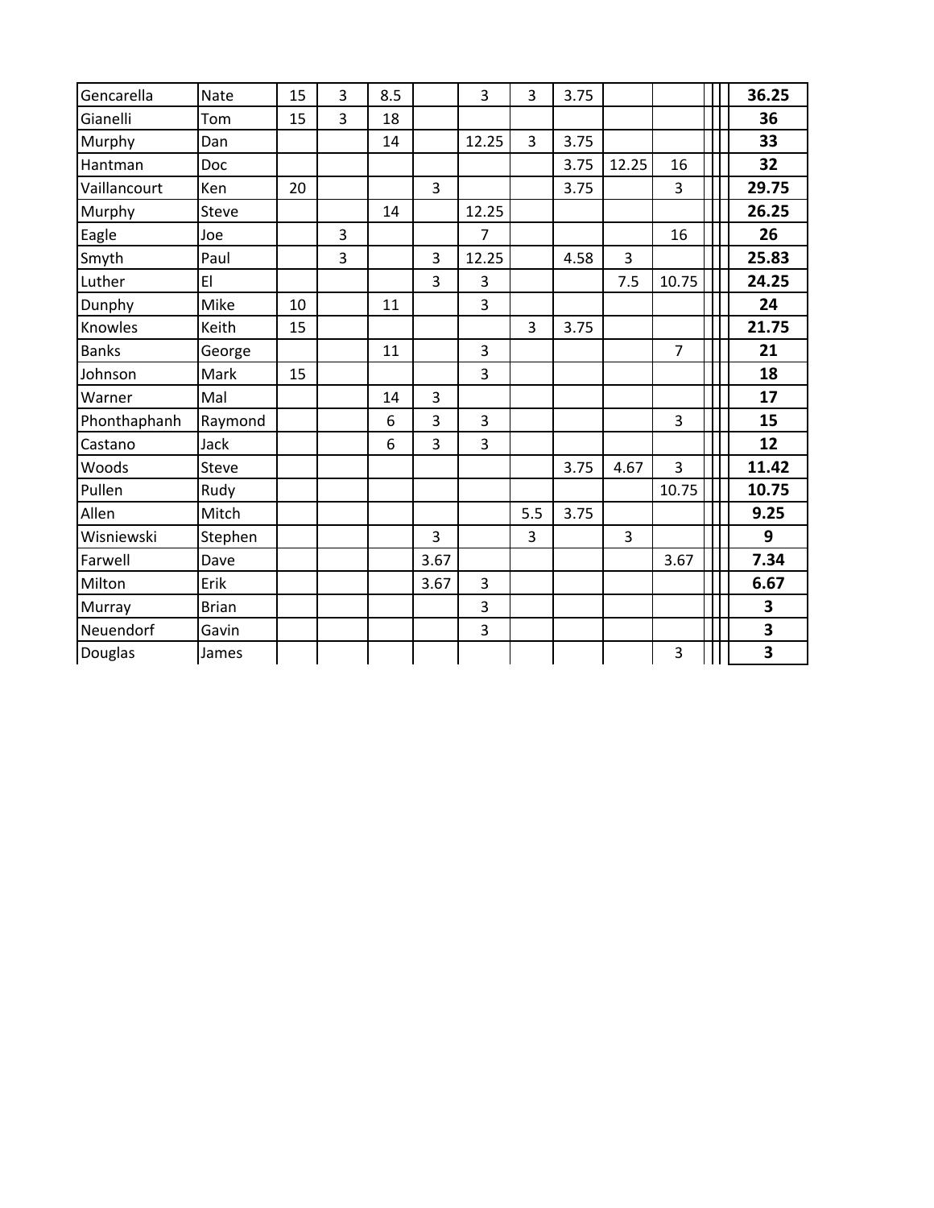| | | | | | | | | | | | | | |
|---|---|---|---|---|---|---|---|---|---|---|---|---|---|
| Gencarella | Nate | 15 | 3 | 8.5 | | 3 | 3 | 3.75 | | | | | **36.25** |
| Gianelli | Tom | 15 | 3 | 18 | | | | | | | | | **36** |
| Murphy | Dan | | | 14 | | 12.25 | 3 | 3.75 | | | | | **33** |
| Hantman | Doc | | | | | | | 3.75 | 12.25 | 16 | | | **32** |
| Vaillancourt | Ken | 20 | | | 3 | | | 3.75 | | 3 | | | **29.75** |
| Murphy | Steve | | | 14 | | 12.25 | | | | | | | **26.25** |
| Eagle | Joe | | 3 | | | 7 | | | | 16 | | | **26** |
| Smyth | Paul | | 3 | | 3 | 12.25 | | 4.58 | 3 | | | | **25.83** |
| Luther | El | | | | 3 | 3 | | | 7.5 | 10.75 | | | **24.25** |
| Dunphy | Mike | 10 | | 11 | | 3 | | | | | | | **24** |
| Knowles | Keith | 15 | | | | | 3 | 3.75 | | | | | **21.75** |
| Banks | George | | | 11 | | 3 | | | | 7 | | | **21** |
| Johnson | Mark | 15 | | | | 3 | | | | | | | **18** |
| Warner | Mal | | | 14 | 3 | | | | | | | | **17** |
| Phonthaphanh | Raymond | | | 6 | 3 | 3 | | | | 3 | | | **15** |
| Castano | Jack | | | 6 | 3 | 3 | | | | | | | **12** |
| Woods | Steve | | | | | | | 3.75 | 4.67 | 3 | | | **11.42** |
| Pullen | Rudy | | | | | | | | | 10.75 | | | **10.75** |
| Allen | Mitch | | | | | | 5.5 | 3.75 | | | | | **9.25** |
| Wisniewski | Stephen | | | | 3 | | 3 | | 3 | | | | **9** |
| Farwell | Dave | | | | 3.67 | | | | | 3.67 | | | **7.34** |
| Milton | Erik | | | | 3.67 | 3 | | | | | | | **6.67** |
| Murray | Brian | | | | | 3 | | | | | | | **3** |
| Neuendorf | Gavin | | | | | 3 | | | | | | | **3** |
| Douglas | James | | | | | | | | | 3 | | | **3** |